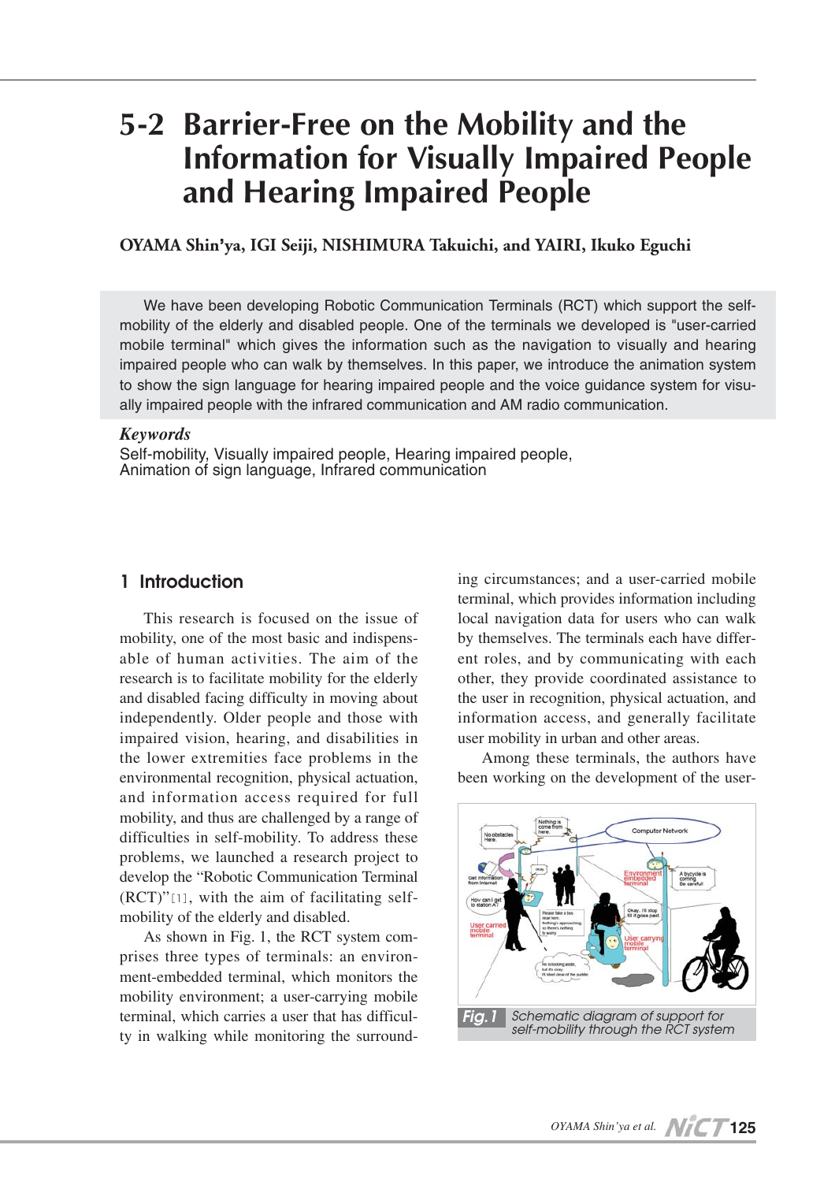# 5-2 Barrier-Free on the Mobility and the Information for Visually Impaired People and Hearing Impaired People

**OYAMA Shin'ya, IGI Seiji, NISHIMURA Takuichi, and YAIRI, Ikuko Eguchi**

We have been developing Robotic Communication Terminals (RCT) which support the self-mobility of the elderly and disabled people. One of the terminals we developed is "user-carried mobile terminal" which gives the information such as the navigation to visually and hearing impaired people who can walk by themselves. In this paper, we introduce the animation system to show the sign language for hearing impaired people and the voice guidance system for visually impaired people with the infrared communication and AM radio communication.

***Keywords***
Self-mobility, Visually impaired people, Hearing impaired people, Animation of sign language, Infrared communication

## 1 Introduction

This research is focused on the issue of mobility, one of the most basic and indispensable of human activities. The aim of the research is to facilitate mobility for the elderly and disabled facing difficulty in moving about independently. Older people and those with impaired vision, hearing, and disabilities in the lower extremities face problems in the environmental recognition, physical actuation, and information access required for full mobility, and thus are challenged by a range of difficulties in self-mobility. To address these problems, we launched a research project to develop the "Robotic Communication Terminal (RCT)"[1], with the aim of facilitating self-mobility of the elderly and disabled.

As shown in Fig. 1, the RCT system comprises three types of terminals: an environment-embedded terminal, which monitors the mobility environment; a user-carrying mobile terminal, which carries a user that has difficulty in walking while monitoring the surrounding circumstances; and a user-carried mobile terminal, which provides information including local navigation data for users who can walk by themselves. The terminals each have different roles, and by communicating with each other, they provide coordinated assistance to the user in recognition, physical actuation, and information access, and generally facilitate user mobility in urban and other areas.

Among these terminals, the authors have been working on the development of the user-

**Fig. 1** Schematic diagram of support for self-mobility through the RCT system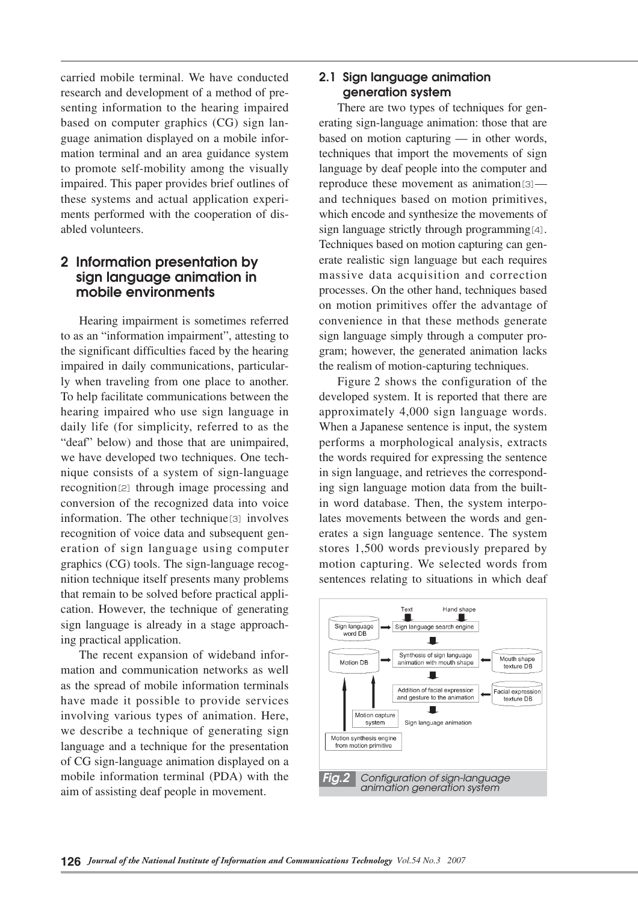carried mobile terminal. We have conducted research and development of a method of presenting information to the hearing impaired based on computer graphics (CG) sign language animation displayed on a mobile information terminal and an area guidance system to promote self-mobility among the visually impaired. This paper provides brief outlines of these systems and actual application experiments performed with the cooperation of disabled volunteers.

## 2 Information presentation by sign language animation in mobile environments

Hearing impairment is sometimes referred to as an "information impairment", attesting to the significant difficulties faced by the hearing impaired in daily communications, particularly when traveling from one place to another. To help facilitate communications between the hearing impaired who use sign language in daily life (for simplicity, referred to as the "deaf" below) and those that are unimpaired, we have developed two techniques. One technique consists of a system of sign-language recognition[2] through image processing and conversion of the recognized data into voice information. The other technique[3] involves recognition of voice data and subsequent generation of sign language using computer graphics (CG) tools. The sign-language recognition technique itself presents many problems that remain to be solved before practical application. However, the technique of generating sign language is already in a stage approaching practical application.

The recent expansion of wideband information and communication networks as well as the spread of mobile information terminals have made it possible to provide services involving various types of animation. Here, we describe a technique of generating sign language and a technique for the presentation of CG sign-language animation displayed on a mobile information terminal (PDA) with the aim of assisting deaf people in movement.

### 2.1 Sign language animation generation system

There are two types of techniques for generating sign-language animation: those that are based on motion capturing — in other words, techniques that import the movements of sign language by deaf people into the computer and reproduce these movement as animation[3] — and techniques based on motion primitives, which encode and synthesize the movements of sign language strictly through programming[4]. Techniques based on motion capturing can generate realistic sign language but each requires massive data acquisition and correction processes. On the other hand, techniques based on motion primitives offer the advantage of convenience in that these methods generate sign language simply through a computer program; however, the generated animation lacks the realism of motion-capturing techniques.

Figure 2 shows the configuration of the developed system. It is reported that there are approximately 4,000 sign language words. When a Japanese sentence is input, the system performs a morphological analysis, extracts the words required for expressing the sentence in sign language, and retrieves the corresponding sign language motion data from the built-in word database. Then, the system interpolates movements between the words and generates a sign language sentence. The system stores 1,500 words previously prepared by motion capturing. We selected words from sentences relating to situations in which deaf

**Fig.2** Configuration of sign-language animation generation system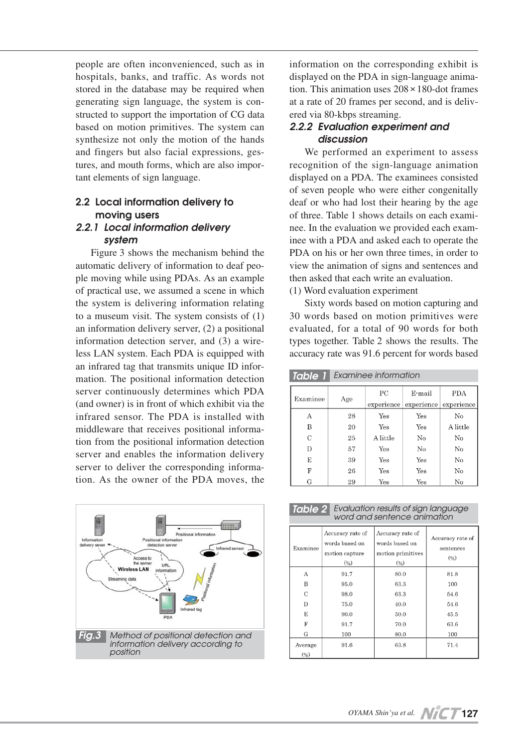people are often inconvenienced, such as in hospitals, banks, and traffic. As words not stored in the database may be required when generating sign language, the system is constructed to support the importation of CG data based on motion primitives. The system can synthesize not only the motion of the hands and fingers but also facial expressions, gestures, and mouth forms, which are also important elements of sign language.

## 2.2 Local information delivery to moving users

### 2.2.1 Local information delivery system

Figure 3 shows the mechanism behind the automatic delivery of information to deaf people moving while using PDAs. As an example of practical use, we assumed a scene in which the system is delivering information relating to a museum visit. The system consists of (1) an information delivery server, (2) a positional information detection server, and (3) a wireless LAN system. Each PDA is equipped with an infrared tag that transmits unique ID information. The positional information detection server continuously determines which PDA (and owner) is in front of which exhibit via the infrared sensor. The PDA is installed with middleware that receives positional information from the positional information detection server and enables the information delivery server to deliver the corresponding information. As the owner of the PDA moves, the information on the corresponding exhibit is displayed on the PDA in sign-language animation. This animation uses $208 \times 180$-dot frames at a rate of 20 frames per second, and is delivered via 80-kbps streaming.

**Fig.3** Method of positional detection and information delivery according to position

### 2.2.2 Evaluation experiment and discussion

We performed an experiment to assess recognition of the sign-language animation displayed on a PDA. The examinees consisted of seven people who were either congenitally deaf or who had lost their hearing by the age of three. Table 1 shows details on each examinee. In the evaluation we provided each examinee with a PDA and asked each to operate the PDA on his or her own three times, in order to view the animation of signs and sentences and then asked that each write an evaluation.

(1) Word evaluation experiment

Sixty words based on motion capturing and 30 words based on motion primitives were evaluated, for a total of 90 words for both types together. Table 2 shows the results. The accuracy rate was 91.6 percent for words based

**Table 1** Examinee information

| Examinee | Age | PC experience | E-mail experience | PDA experience |
|---|---|---|---|---|
| A | 28 | Yes | Yes | No |
| B | 20 | Yes | Yes | A little |
| C | 25 | A little | No | No |
| D | 57 | Yes | No | No |
| E | 39 | Yes | Yes | No |
| F | 26 | Yes | Yes | No |
| G | 29 | Yes | Yes | No |

**Table 2** Evaluation results of sign language word and sentence animation

| Examinee | Accuracy rate of words based on motion capture (%) | Accuracy rate of words based on motion primitives (%) | Accuracy rate of sentences (%) |
|---|---|---|---|
| A | 91.7 | 80.0 | 81.8 |
| B | 95.0 | 63.3 | 100 |
| C | 98.0 | 63.3 | 54.6 |
| D | 75.0 | 40.0 | 54.6 |
| E | 90.0 | 50.0 | 45.5 |
| F | 91.7 | 70.0 | 63.6 |
| G | 100 | 80.0 | 100 |
| Average (%) | 91.6 | 63.8 | 71.4 |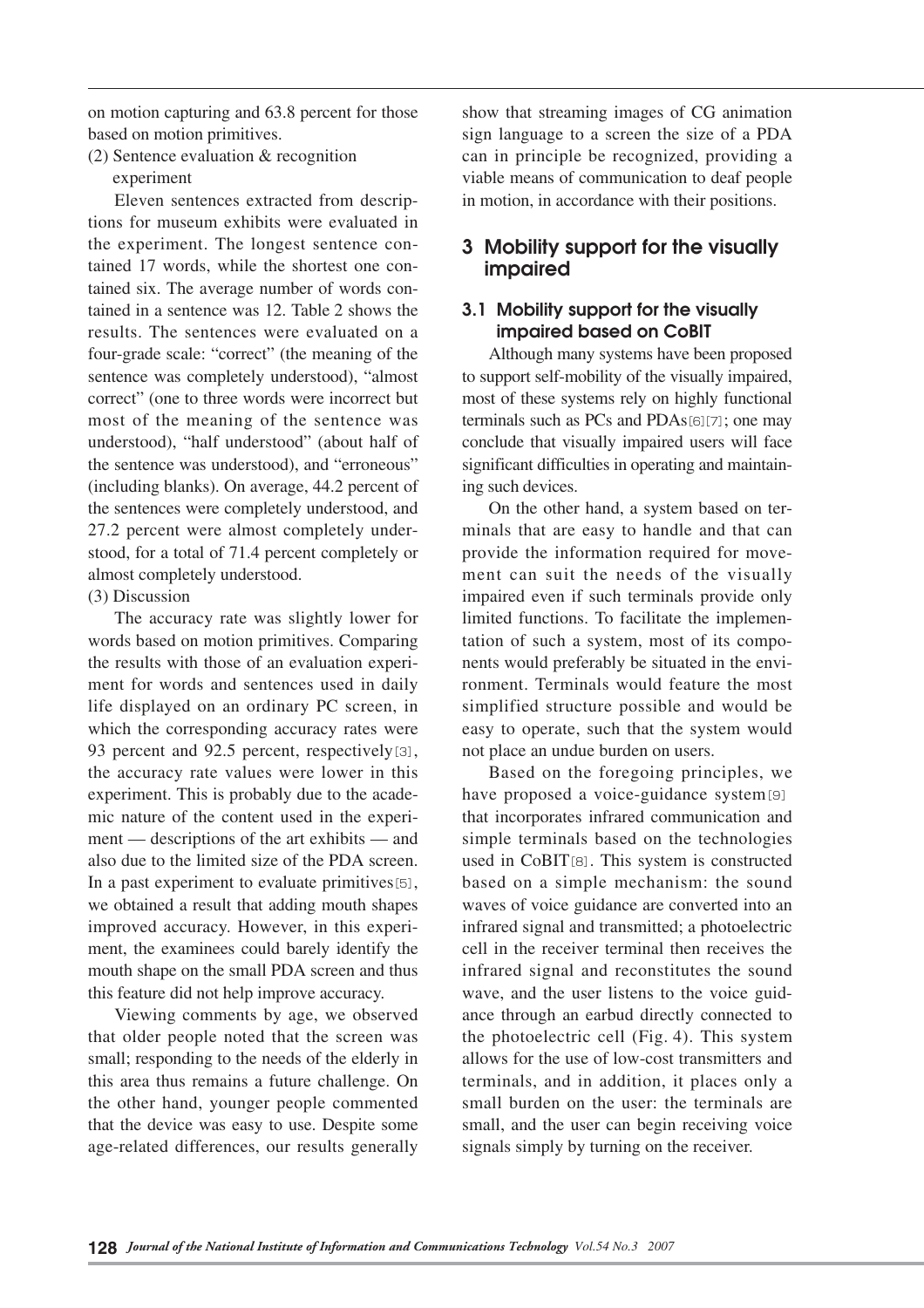on motion capturing and 63.8 percent for those based on motion primitives.

(2) Sentence evaluation & recognition experiment

Eleven sentences extracted from descriptions for museum exhibits were evaluated in the experiment. The longest sentence contained 17 words, while the shortest one contained six. The average number of words contained in a sentence was 12. Table 2 shows the results. The sentences were evaluated on a four-grade scale: "correct" (the meaning of the sentence was completely understood), "almost correct" (one to three words were incorrect but most of the meaning of the sentence was understood), "half understood" (about half of the sentence was understood), and "erroneous" (including blanks). On average, 44.2 percent of the sentences were completely understood, and 27.2 percent were almost completely understood, for a total of 71.4 percent completely or almost completely understood.

(3) Discussion

The accuracy rate was slightly lower for words based on motion primitives. Comparing the results with those of an evaluation experiment for words and sentences used in daily life displayed on an ordinary PC screen, in which the corresponding accuracy rates were 93 percent and 92.5 percent, respectively[3], the accuracy rate values were lower in this experiment. This is probably due to the academic nature of the content used in the experiment — descriptions of the art exhibits — and also due to the limited size of the PDA screen. In a past experiment to evaluate primitives[5], we obtained a result that adding mouth shapes improved accuracy. However, in this experiment, the examinees could barely identify the mouth shape on the small PDA screen and thus this feature did not help improve accuracy.

Viewing comments by age, we observed that older people noted that the screen was small; responding to the needs of the elderly in this area thus remains a future challenge. On the other hand, younger people commented that the device was easy to use. Despite some age-related differences, our results generally show that streaming images of CG animation sign language to a screen the size of a PDA can in principle be recognized, providing a viable means of communication to deaf people in motion, in accordance with their positions.

## 3 Mobility support for the visually impaired

### 3.1 Mobility support for the visually impaired based on CoBIT

Although many systems have been proposed to support self-mobility of the visually impaired, most of these systems rely on highly functional terminals such as PCs and PDAs[6][7]; one may conclude that visually impaired users will face significant difficulties in operating and maintaining such devices.

On the other hand, a system based on terminals that are easy to handle and that can provide the information required for movement can suit the needs of the visually impaired even if such terminals provide only limited functions. To facilitate the implementation of such a system, most of its components would preferably be situated in the environment. Terminals would feature the most simplified structure possible and would be easy to operate, such that the system would not place an undue burden on users.

Based on the foregoing principles, we have proposed a voice-guidance system[9] that incorporates infrared communication and simple terminals based on the technologies used in CoBIT[8]. This system is constructed based on a simple mechanism: the sound waves of voice guidance are converted into an infrared signal and transmitted; a photoelectric cell in the receiver terminal then receives the infrared signal and reconstitutes the sound wave, and the user listens to the voice guidance through an earbud directly connected to the photoelectric cell (Fig. 4). This system allows for the use of low-cost transmitters and terminals, and in addition, it places only a small burden on the user: the terminals are small, and the user can begin receiving voice signals simply by turning on the receiver.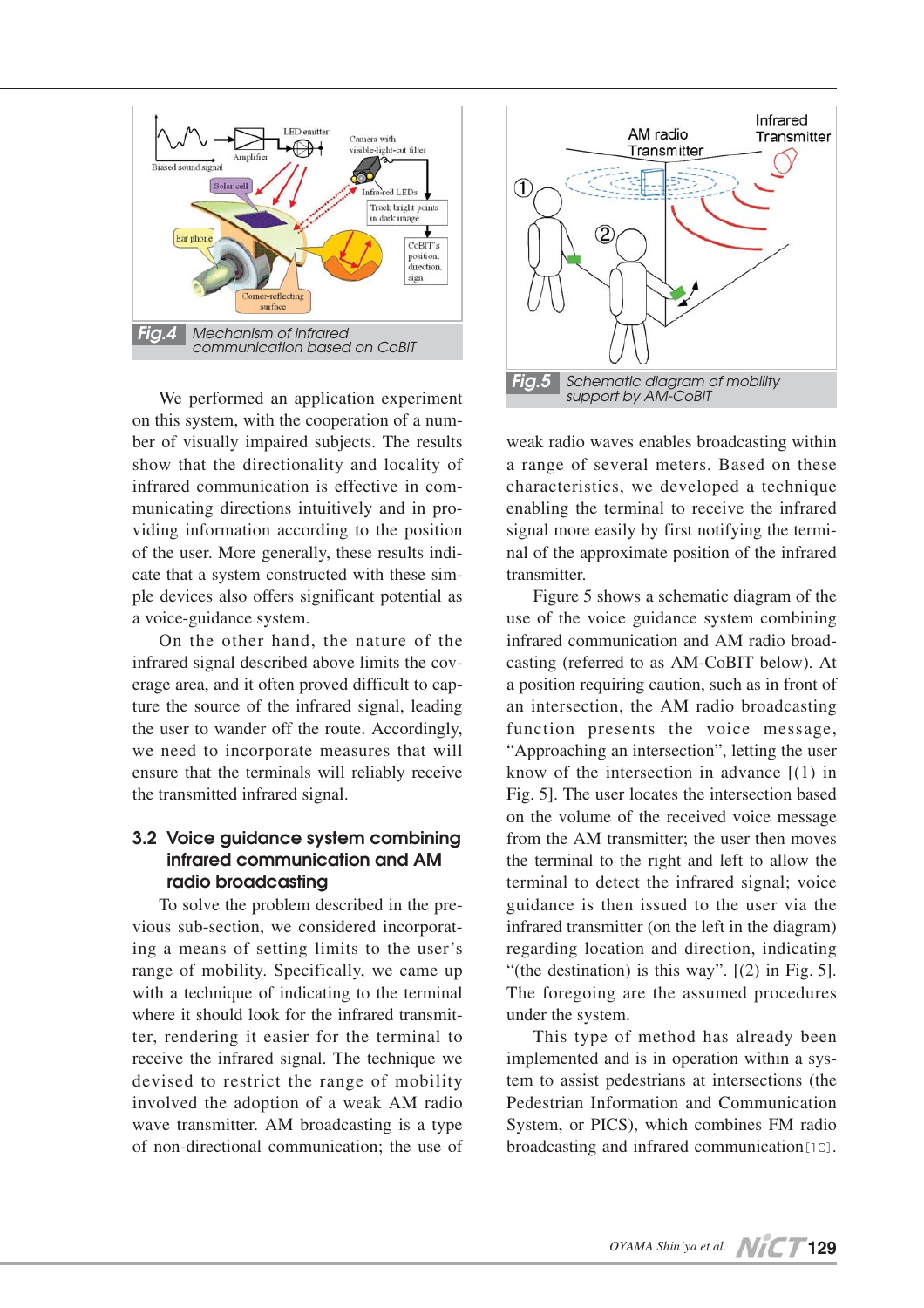Fig.4 Mechanism of infrared communication based on CoBIT

We performed an application experiment on this system, with the cooperation of a number of visually impaired subjects. The results show that the directionality and locality of infrared communication is effective in communicating directions intuitively and in providing information according to the position of the user. More generally, these results indicate that a system constructed with these simple devices also offers significant potential as a voice-guidance system.

On the other hand, the nature of the infrared signal described above limits the coverage area, and it often proved difficult to capture the source of the infrared signal, leading the user to wander off the route. Accordingly, we need to incorporate measures that will ensure that the terminals will reliably receive the transmitted infrared signal.

### 3.2 Voice guidance system combining infrared communication and AM radio broadcasting

To solve the problem described in the previous sub-section, we considered incorporating a means of setting limits to the user's range of mobility. Specifically, we came up with a technique of indicating to the terminal where it should look for the infrared transmitter, rendering it easier for the terminal to receive the infrared signal. The technique we devised to restrict the range of mobility involved the adoption of a weak AM radio wave transmitter. AM broadcasting is a type of non-directional communication; the use of weak radio waves enables broadcasting within a range of several meters. Based on these characteristics, we developed a technique enabling the terminal to receive the infrared signal more easily by first notifying the terminal of the approximate position of the infrared transmitter.

Fig.5 Schematic diagram of mobility support by AM-CoBIT

Figure 5 shows a schematic diagram of the use of the voice guidance system combining infrared communication and AM radio broadcasting (referred to as AM-CoBIT below). At a position requiring caution, such as in front of an intersection, the AM radio broadcasting function presents the voice message, "Approaching an intersection", letting the user know of the intersection in advance [(1) in Fig. 5]. The user locates the intersection based on the volume of the received voice message from the AM transmitter; the user then moves the terminal to the right and left to allow the terminal to detect the infrared signal; voice guidance is then issued to the user via the infrared transmitter (on the left in the diagram) regarding location and direction, indicating "(the destination) is this way". [(2) in Fig. 5]. The foregoing are the assumed procedures under the system.

This type of method has already been implemented and is in operation within a system to assist pedestrians at intersections (the Pedestrian Information and Communication System, or PICS), which combines FM radio broadcasting and infrared communication[10].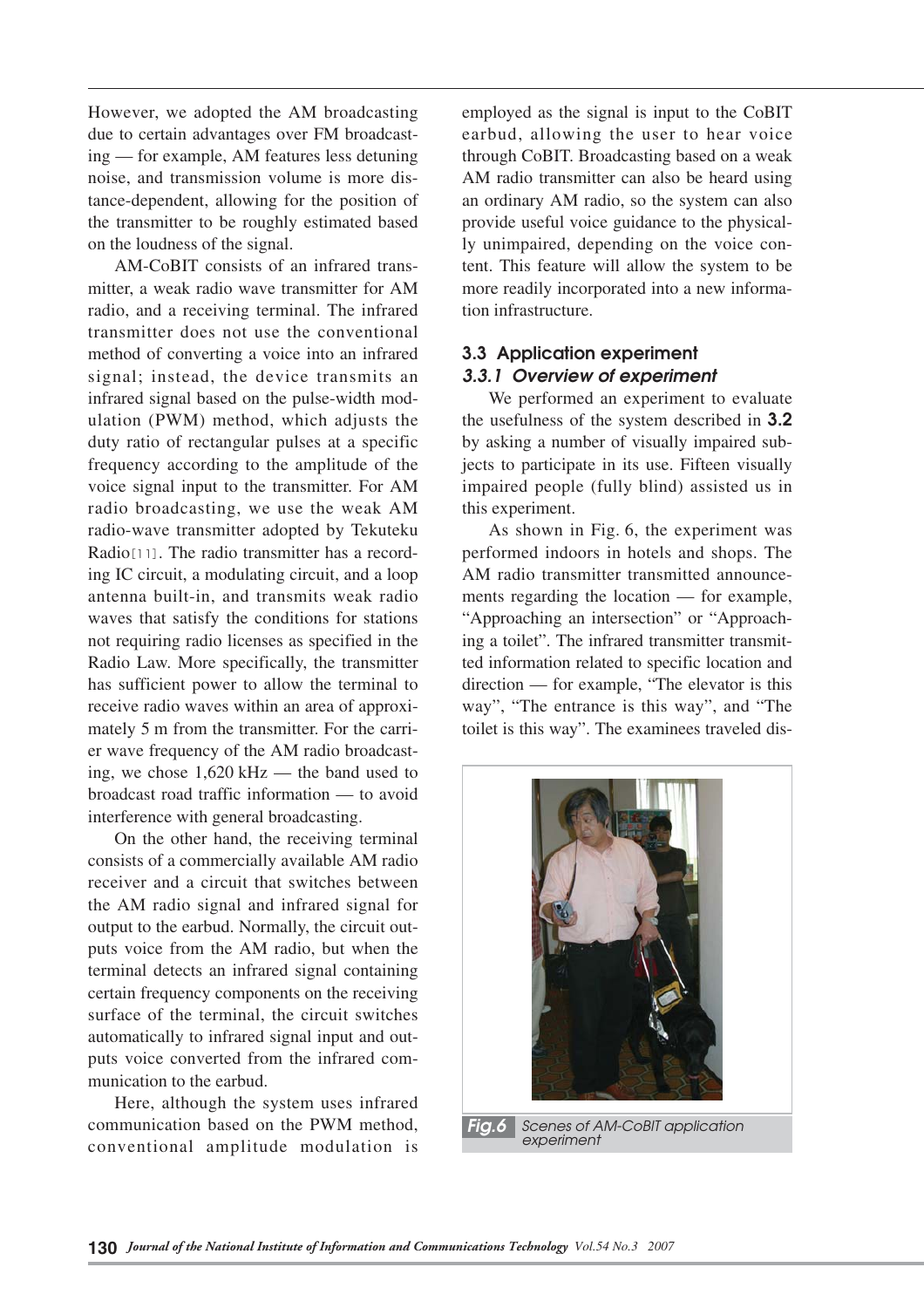However, we adopted the AM broadcasting due to certain advantages over FM broadcasting — for example, AM features less detuning noise, and transmission volume is more distance-dependent, allowing for the position of the transmitter to be roughly estimated based on the loudness of the signal.

AM-CoBIT consists of an infrared transmitter, a weak radio wave transmitter for AM radio, and a receiving terminal. The infrared transmitter does not use the conventional method of converting a voice into an infrared signal; instead, the device transmits an infrared signal based on the pulse-width modulation (PWM) method, which adjusts the duty ratio of rectangular pulses at a specific frequency according to the amplitude of the voice signal input to the transmitter. For AM radio broadcasting, we use the weak AM radio-wave transmitter adopted by Tekuteku Radio[11]. The radio transmitter has a recording IC circuit, a modulating circuit, and a loop antenna built-in, and transmits weak radio waves that satisfy the conditions for stations not requiring radio licenses as specified in the Radio Law. More specifically, the transmitter has sufficient power to allow the terminal to receive radio waves within an area of approximately 5 m from the transmitter. For the carrier wave frequency of the AM radio broadcasting, we chose 1,620 kHz — the band used to broadcast road traffic information — to avoid interference with general broadcasting.

On the other hand, the receiving terminal consists of a commercially available AM radio receiver and a circuit that switches between the AM radio signal and infrared signal for output to the earbud. Normally, the circuit outputs voice from the AM radio, but when the terminal detects an infrared signal containing certain frequency components on the receiving surface of the terminal, the circuit switches automatically to infrared signal input and outputs voice converted from the infrared communication to the earbud.

Here, although the system uses infrared communication based on the PWM method, conventional amplitude modulation is employed as the signal is input to the CoBIT earbud, allowing the user to hear voice through CoBIT. Broadcasting based on a weak AM radio transmitter can also be heard using an ordinary AM radio, so the system can also provide useful voice guidance to the physically unimpaired, depending on the voice content. This feature will allow the system to be more readily incorporated into a new information infrastructure.

## 3.3 Application experiment

### *3.3.1 Overview of experiment*

We performed an experiment to evaluate the usefulness of the system described in **3.2** by asking a number of visually impaired subjects to participate in its use. Fifteen visually impaired people (fully blind) assisted us in this experiment.

As shown in Fig. 6, the experiment was performed indoors in hotels and shops. The AM radio transmitter transmitted announcements regarding the location — for example, "Approaching an intersection" or "Approaching a toilet". The infrared transmitter transmitted information related to specific location and direction — for example, "The elevator is this way", "The entrance is this way", and "The toilet is this way". The examinees traveled dis-

**Fig.6** *Scenes of AM-CoBIT application experiment*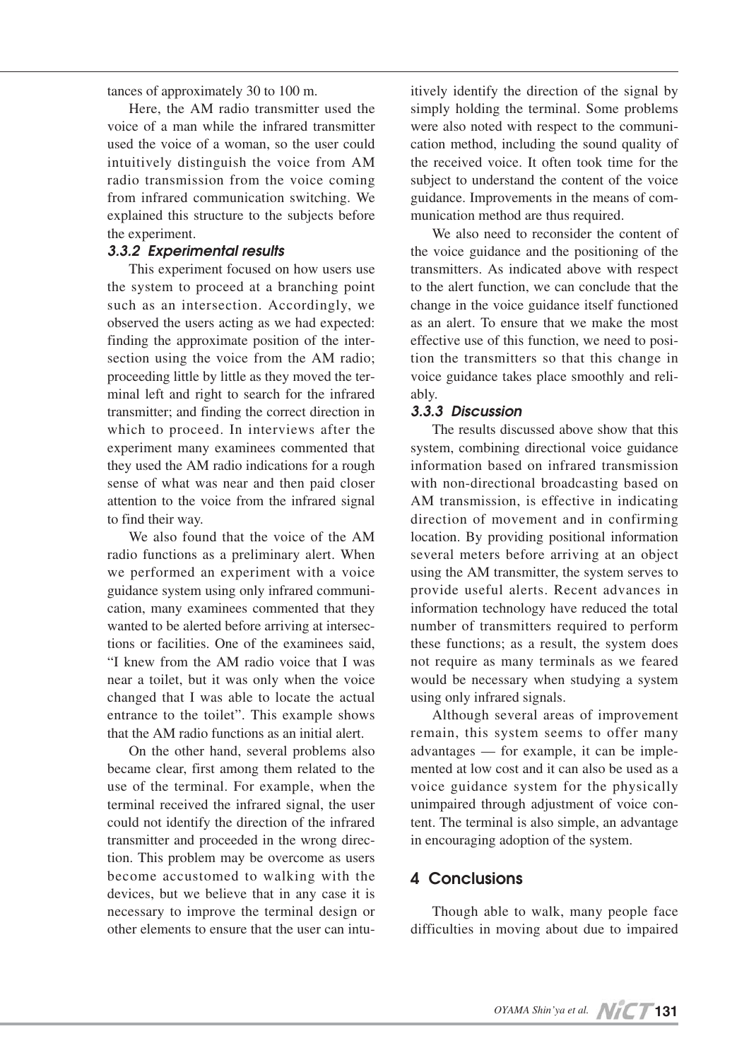tances of approximately 30 to 100 m.

Here, the AM radio transmitter used the voice of a man while the infrared transmitter used the voice of a woman, so the user could intuitively distinguish the voice from AM radio transmission from the voice coming from infrared communication switching. We explained this structure to the subjects before the experiment.

### 3.3.2 Experimental results

This experiment focused on how users use the system to proceed at a branching point such as an intersection. Accordingly, we observed the users acting as we had expected: finding the approximate position of the intersection using the voice from the AM radio; proceeding little by little as they moved the terminal left and right to search for the infrared transmitter; and finding the correct direction in which to proceed. In interviews after the experiment many examinees commented that they used the AM radio indications for a rough sense of what was near and then paid closer attention to the voice from the infrared signal to find their way.

We also found that the voice of the AM radio functions as a preliminary alert. When we performed an experiment with a voice guidance system using only infrared communication, many examinees commented that they wanted to be alerted before arriving at intersections or facilities. One of the examinees said, "I knew from the AM radio voice that I was near a toilet, but it was only when the voice changed that I was able to locate the actual entrance to the toilet". This example shows that the AM radio functions as an initial alert.

On the other hand, several problems also became clear, first among them related to the use of the terminal. For example, when the terminal received the infrared signal, the user could not identify the direction of the infrared transmitter and proceeded in the wrong direction. This problem may be overcome as users become accustomed to walking with the devices, but we believe that in any case it is necessary to improve the terminal design or other elements to ensure that the user can intuitively identify the direction of the signal by simply holding the terminal. Some problems were also noted with respect to the communication method, including the sound quality of the received voice. It often took time for the subject to understand the content of the voice guidance. Improvements in the means of communication method are thus required.

We also need to reconsider the content of the voice guidance and the positioning of the transmitters. As indicated above with respect to the alert function, we can conclude that the change in the voice guidance itself functioned as an alert. To ensure that we make the most effective use of this function, we need to position the transmitters so that this change in voice guidance takes place smoothly and reliably.

### 3.3.3 Discussion

The results discussed above show that this system, combining directional voice guidance information based on infrared transmission with non-directional broadcasting based on AM transmission, is effective in indicating direction of movement and in confirming location. By providing positional information several meters before arriving at an object using the AM transmitter, the system serves to provide useful alerts. Recent advances in information technology have reduced the total number of transmitters required to perform these functions; as a result, the system does not require as many terminals as we feared would be necessary when studying a system using only infrared signals.

Although several areas of improvement remain, this system seems to offer many advantages — for example, it can be implemented at low cost and it can also be used as a voice guidance system for the physically unimpaired through adjustment of voice content. The terminal is also simple, an advantage in encouraging adoption of the system.

## 4 Conclusions

Though able to walk, many people face difficulties in moving about due to impaired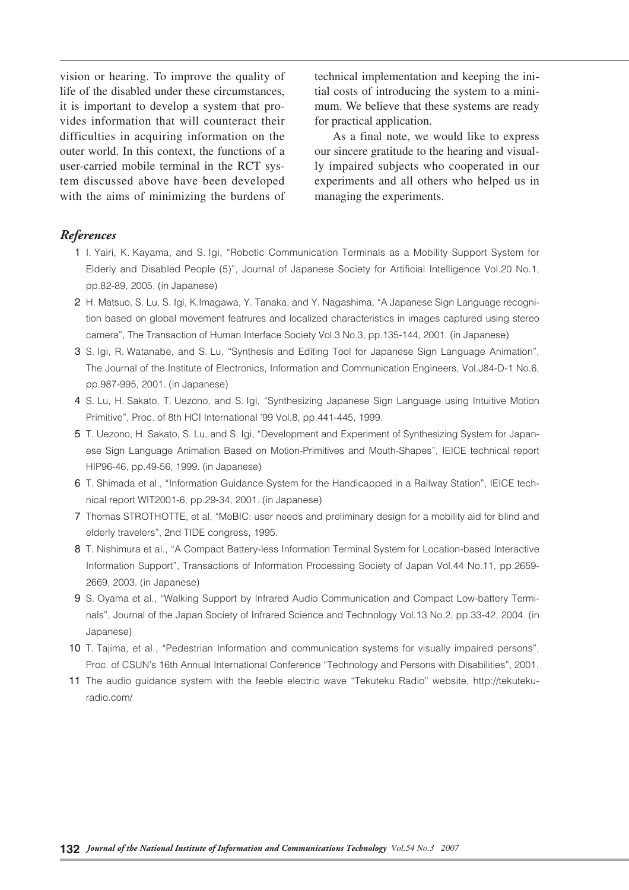vision or hearing. To improve the quality of life of the disabled under these circumstances, it is important to develop a system that provides information that will counteract their difficulties in acquiring information on the outer world. In this context, the functions of a user-carried mobile terminal in the RCT system discussed above have been developed with the aims of minimizing the burdens of technical implementation and keeping the initial costs of introducing the system to a minimum. We believe that these systems are ready for practical application.

As a final note, we would like to express our sincere gratitude to the hearing and visually impaired subjects who cooperated in our experiments and all others who helped us in managing the experiments.

## *References*

1. I. Yairi, K. Kayama, and S. Igi, "Robotic Communication Terminals as a Mobility Support System for Elderly and Disabled People (5)", Journal of Japanese Society for Artificial Intelligence Vol.20 No.1, pp.82-89, 2005. (in Japanese)
2. H. Matsuo, S. Lu, S. Igi, K.Imagawa, Y. Tanaka, and Y. Nagashima, "A Japanese Sign Language recognition based on global movement featrures and localized characteristics in images captured using stereo camera", The Transaction of Human Interface Society Vol.3 No.3, pp.135-144, 2001. (in Japanese)
3. S. Igi, R. Watanabe, and S. Lu, "Synthesis and Editing Tool for Japanese Sign Language Animation", The Journal of the Institute of Electronics, Information and Communication Engineers, Vol.J84-D-1 No.6, pp.987-995, 2001. (in Japanese)
4. S. Lu, H. Sakato, T. Uezono, and S. Igi, "Synthesizing Japanese Sign Language using Intuitive Motion Primitive", Proc. of 8th HCI International '99 Vol.8, pp.441-445, 1999.
5. T. Uezono, H. Sakato, S. Lu, and S. Igi, "Development and Experiment of Synthesizing System for Japanese Sign Language Animation Based on Motion-Primitives and Mouth-Shapes", IEICE technical report HIP96-46, pp.49-56, 1999. (in Japanese)
6. T. Shimada et al., "Information Guidance System for the Handicapped in a Railway Station", IEICE technical report WIT2001-6, pp.29-34, 2001. (in Japanese)
7. Thomas STROTHOTTE, et al, "MoBIC: user needs and preliminary design for a mobility aid for blind and elderly travelers", 2nd TIDE congress, 1995.
8. T. Nishimura et al., "A Compact Battery-less Information Terminal System for Location-based Interactive Information Support", Transactions of Information Processing Society of Japan Vol.44 No.11, pp.2659-2669, 2003. (in Japanese)
9. S. Oyama et al., "Walking Support by Infrared Audio Communication and Compact Low-battery Terminals", Journal of the Japan Society of Infrared Science and Technology Vol.13 No.2, pp.33-42, 2004. (in Japanese)
10. T. Tajima, et al., "Pedestrian Information and communication systems for visually impaired persons", Proc. of CSUN's 16th Annual International Conference "Technology and Persons with Disabilities", 2001.
11. The audio guidance system with the feeble electric wave "Tekuteku Radio" website, http://tekutekuradio.com/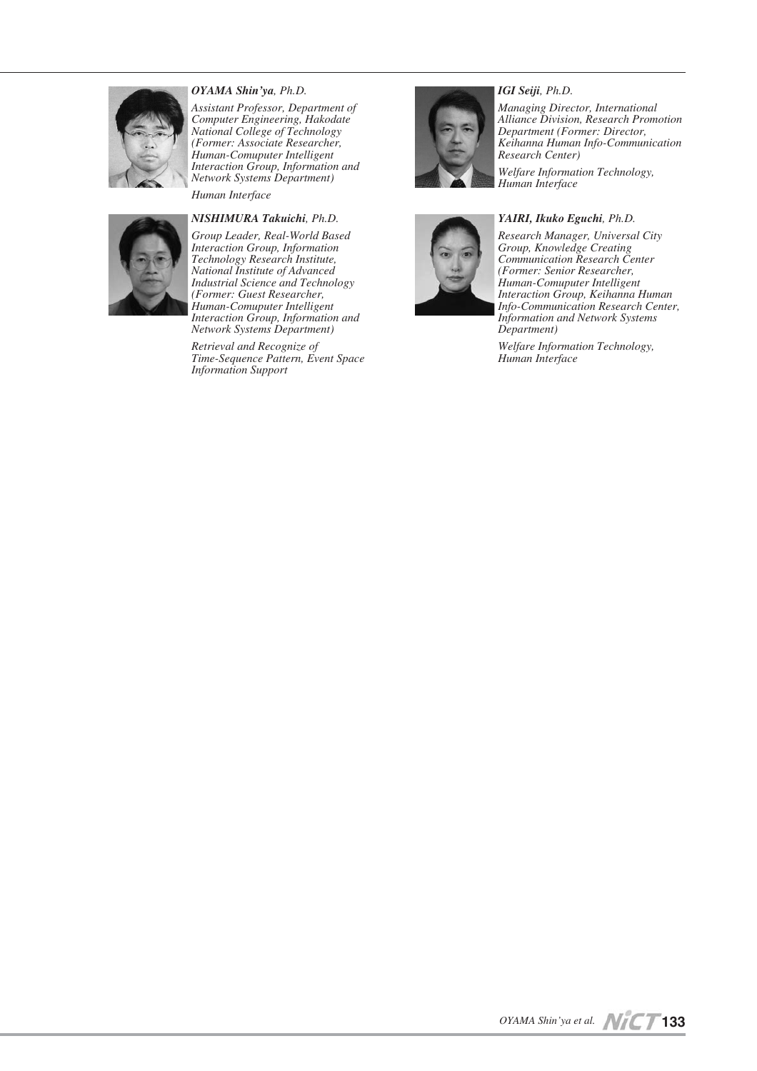***OYAMA Shin'ya**, Ph.D.*

*Assistant Professor, Department of Computer Engineering, Hakodate National College of Technology (Former: Associate Researcher, Human-Comuputer Intelligent Interaction Group, Information and Network Systems Department)*

*Human Interface*

***NISHIMURA Takuichi**, Ph.D.*

*Group Leader, Real-World Based Interaction Group, Information Technology Research Institute, National Institute of Advanced Industrial Science and Technology (Former: Guest Researcher, Human-Comuputer Intelligent Interaction Group, Information and Network Systems Department)*

*Retrieval and Recognize of Time-Sequence Pattern, Event Space Information Support*

***IGI Seiji**, Ph.D.*

*Managing Director, International Alliance Division, Research Promotion Department (Former: Director, Keihanna Human Info-Communication Research Center)*

*Welfare Information Technology, Human Interface*

***YAIRI, Ikuko Eguchi**, Ph.D.*

*Research Manager, Universal City Group, Knowledge Creating Communication Research Center (Former: Senior Researcher, Human-Comuputer Intelligent Interaction Group, Keihanna Human Info-Communication Research Center, Information and Network Systems Department)*

*Welfare Information Technology, Human Interface*